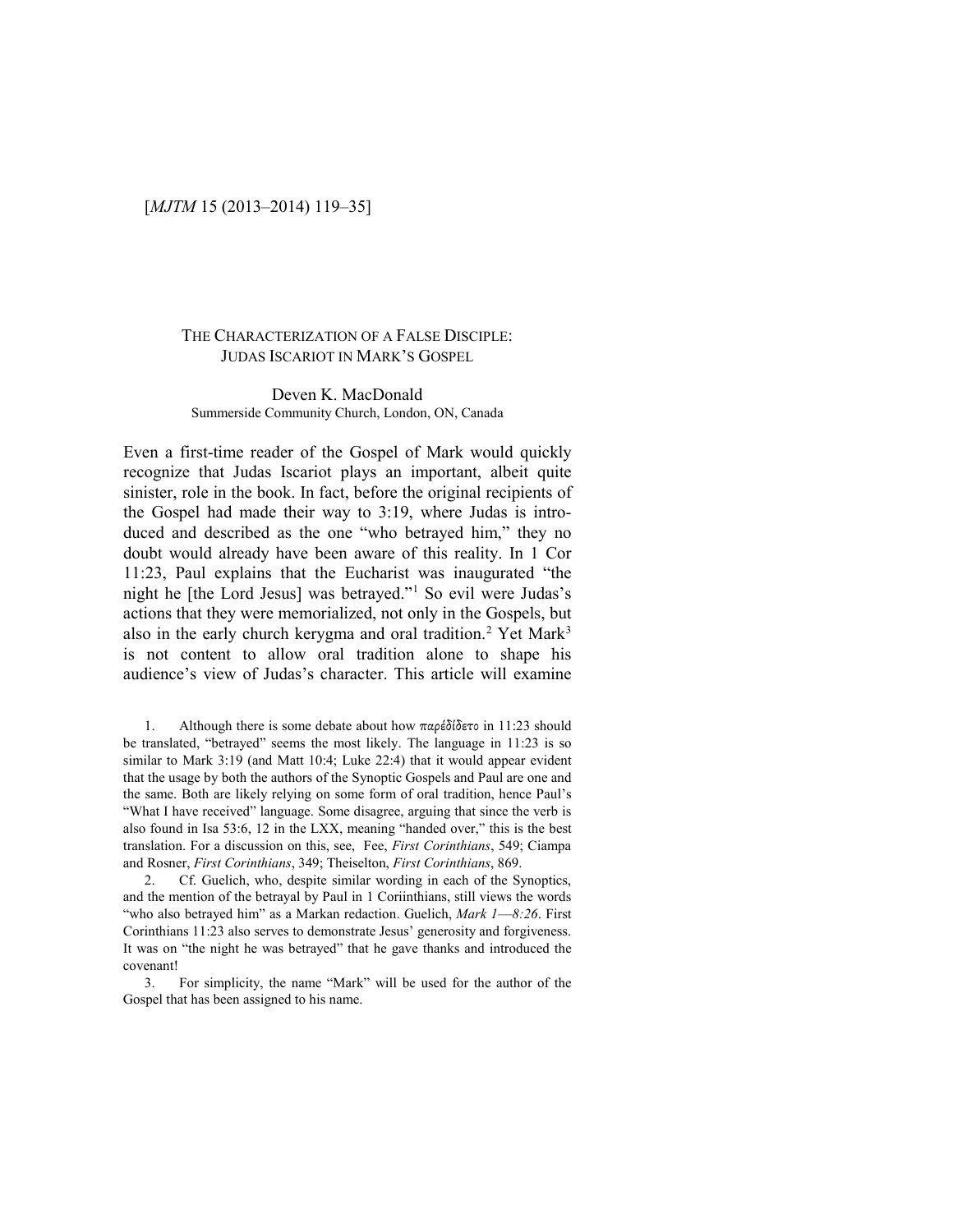# THE CHARACTERIZATION OF A FALSE DISCIPLE: JUDAS ISCARIOT IN MARK'S GOSPEL

Deven K. MacDonald
Summerside Community Church, London, ON, Canada

Even a first-time reader of the Gospel of Mark would quickly recognize that Judas Iscariot plays an important, albeit quite sinister, role in the book. In fact, before the original recipients of the Gospel had made their way to 3:19, where Judas is introduced and described as the one "who betrayed him," they no doubt would already have been aware of this reality. In 1 Cor 11:23, Paul explains that the Eucharist was inaugurated "the night he [the Lord Jesus] was betrayed."[1] So evil were Judas's actions that they were memorialized, not only in the Gospels, but also in the early church kerygma and oral tradition.[2] Yet Mark[3] is not content to allow oral tradition alone to shape his audience's view of Judas's character. This article will examine

---

1. Although there is some debate about how παρεδίδετο in 11:23 should be translated, "betrayed" seems the most likely. The language in 11:23 is so similar to Mark 3:19 (and Matt 10:4; Luke 22:4) that it would appear evident that the usage by both the authors of the Synoptic Gospels and Paul are one and the same. Both are likely relying on some form of oral tradition, hence Paul's "What I have received" language. Some disagree, arguing that since the verb is also found in Isa 53:6, 12 in the LXX, meaning "handed over," this is the best translation. For a discussion on this, see, Fee, *First Corinthians*, 549; Ciampa and Rosner, *First Corinthians*, 349; Theiselton, *First Corinthians*, 869.

2. Cf. Guelich, who, despite similar wording in each of the Synoptics, and the mention of the betrayal by Paul in 1 Coriinthians, still views the words "who also betrayed him" as a Markan redaction. Guelich, *Mark 1—8:26*. First Corinthians 11:23 also serves to demonstrate Jesus' generosity and forgiveness. It was on "the night he was betrayed" that he gave thanks and introduced the covenant!

3. For simplicity, the name "Mark" will be used for the author of the Gospel that has been assigned to his name.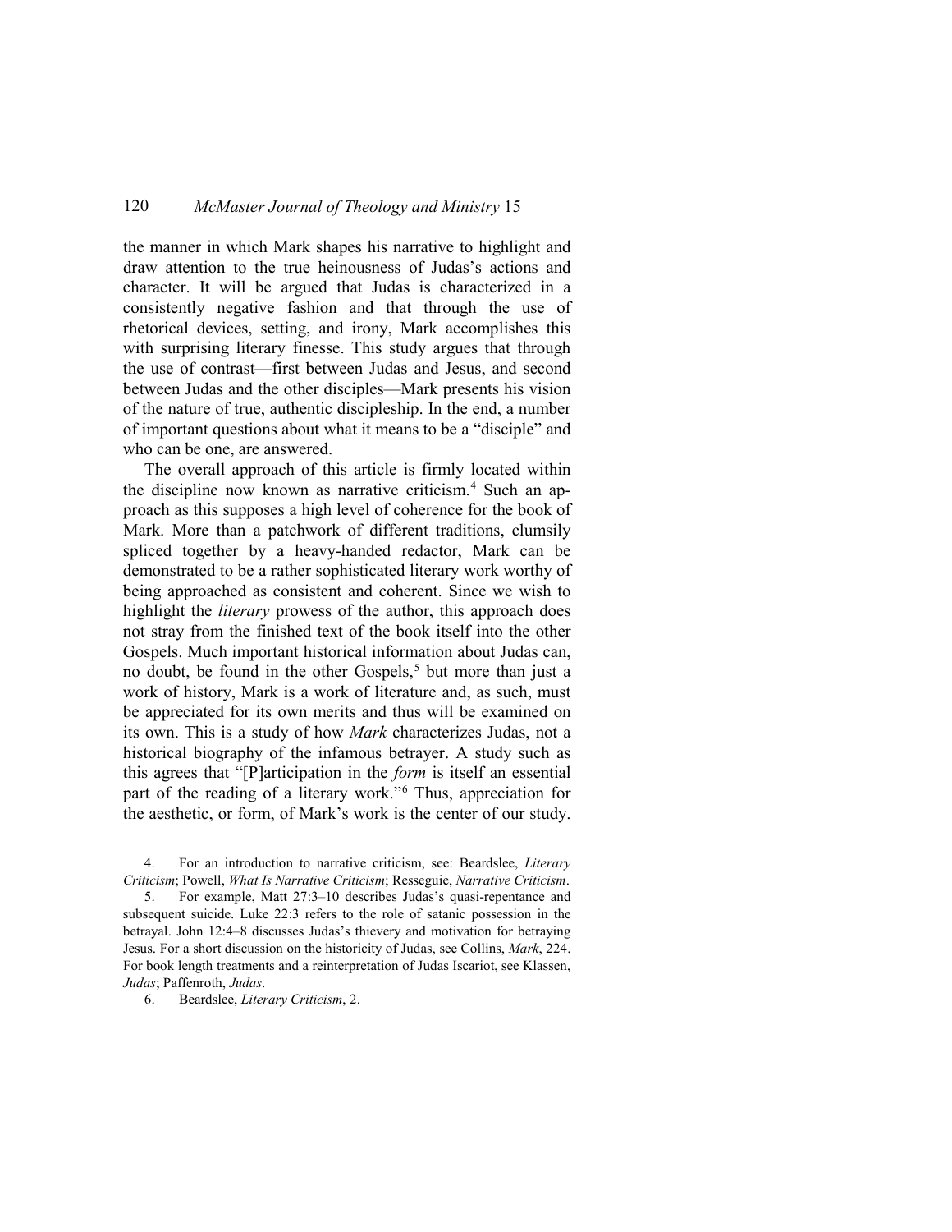the manner in which Mark shapes his narrative to highlight and draw attention to the true heinousness of Judas's actions and character. It will be argued that Judas is characterized in a consistently negative fashion and that through the use of rhetorical devices, setting, and irony, Mark accomplishes this with surprising literary finesse. This study argues that through the use of contrast—first between Judas and Jesus, and second between Judas and the other disciples—Mark presents his vision of the nature of true, authentic discipleship. In the end, a number of important questions about what it means to be a "disciple" and who can be one, are answered.

The overall approach of this article is firmly located within the discipline now known as narrative criticism.[4] Such an approach as this supposes a high level of coherence for the book of Mark. More than a patchwork of different traditions, clumsily spliced together by a heavy-handed redactor, Mark can be demonstrated to be a rather sophisticated literary work worthy of being approached as consistent and coherent. Since we wish to highlight the *literary* prowess of the author, this approach does not stray from the finished text of the book itself into the other Gospels. Much important historical information about Judas can, no doubt, be found in the other Gospels,[5] but more than just a work of history, Mark is a work of literature and, as such, must be appreciated for its own merits and thus will be examined on its own. This is a study of how *Mark* characterizes Judas, not a historical biography of the infamous betrayer. A study such as this agrees that "[P]articipation in the *form* is itself an essential part of the reading of a literary work."[6] Thus, appreciation for the aesthetic, or form, of Mark's work is the center of our study.

4. For an introduction to narrative criticism, see: Beardslee, *Literary Criticism*; Powell, *What Is Narrative Criticism*; Resseguie, *Narrative Criticism*.

5. For example, Matt 27:3–10 describes Judas's quasi-repentance and subsequent suicide. Luke 22:3 refers to the role of satanic possession in the betrayal. John 12:4–8 discusses Judas's thievery and motivation for betraying Jesus. For a short discussion on the historicity of Judas, see Collins, *Mark*, 224. For book length treatments and a reinterpretation of Judas Iscariot, see Klassen, *Judas*; Paffenroth, *Judas*.

6. Beardslee, *Literary Criticism*, 2.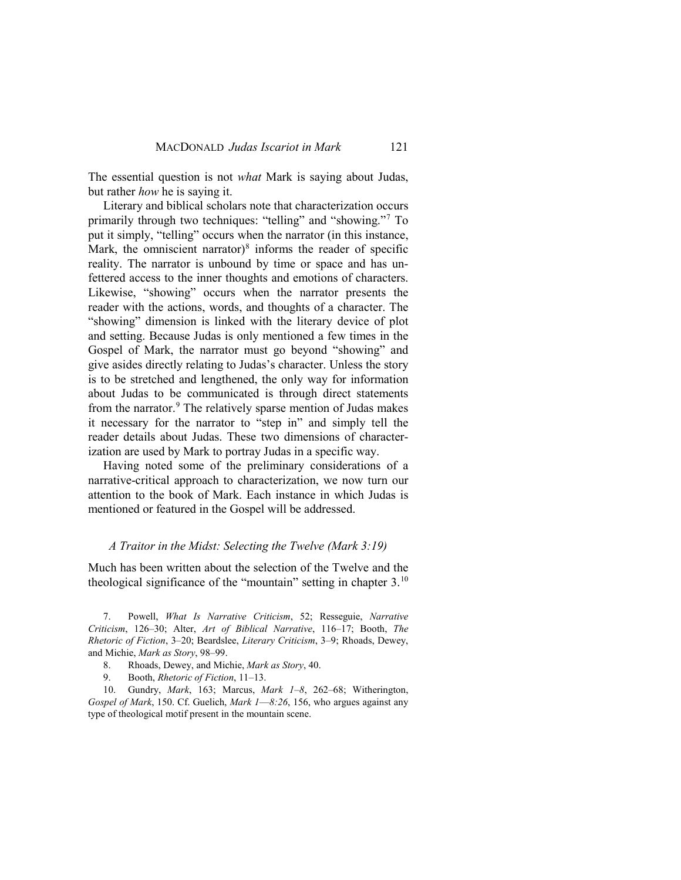The essential question is not *what* Mark is saying about Judas, but rather *how* he is saying it.

Literary and biblical scholars note that characterization occurs primarily through two techniques: "telling" and "showing."[7] To put it simply, "telling" occurs when the narrator (in this instance, Mark, the omniscient narrator)[8] informs the reader of specific reality. The narrator is unbound by time or space and has unfettered access to the inner thoughts and emotions of characters. Likewise, "showing" occurs when the narrator presents the reader with the actions, words, and thoughts of a character. The "showing" dimension is linked with the literary device of plot and setting. Because Judas is only mentioned a few times in the Gospel of Mark, the narrator must go beyond "showing" and give asides directly relating to Judas's character. Unless the story is to be stretched and lengthened, the only way for information about Judas to be communicated is through direct statements from the narrator.[9] The relatively sparse mention of Judas makes it necessary for the narrator to "step in" and simply tell the reader details about Judas. These two dimensions of characterization are used by Mark to portray Judas in a specific way.

Having noted some of the preliminary considerations of a narrative-critical approach to characterization, we now turn our attention to the book of Mark. Each instance in which Judas is mentioned or featured in the Gospel will be addressed.

### *A Traitor in the Midst: Selecting the Twelve (Mark 3:19)*

Much has been written about the selection of the Twelve and the theological significance of the "mountain" setting in chapter 3.[10]

7. Powell, *What Is Narrative Criticism*, 52; Resseguie, *Narrative Criticism*, 126–30; Alter, *Art of Biblical Narrative*, 116–17; Booth, *The Rhetoric of Fiction*, 3–20; Beardslee, *Literary Criticism*, 3–9; Rhoads, Dewey, and Michie, *Mark as Story*, 98–99.

8. Rhoads, Dewey, and Michie, *Mark as Story*, 40.

9. Booth, *Rhetoric of Fiction*, 11–13.

10. Gundry, *Mark*, 163; Marcus, *Mark 1–8*, 262–68; Witherington, *Gospel of Mark*, 150. Cf. Guelich, *Mark 1—8:26*, 156, who argues against any type of theological motif present in the mountain scene.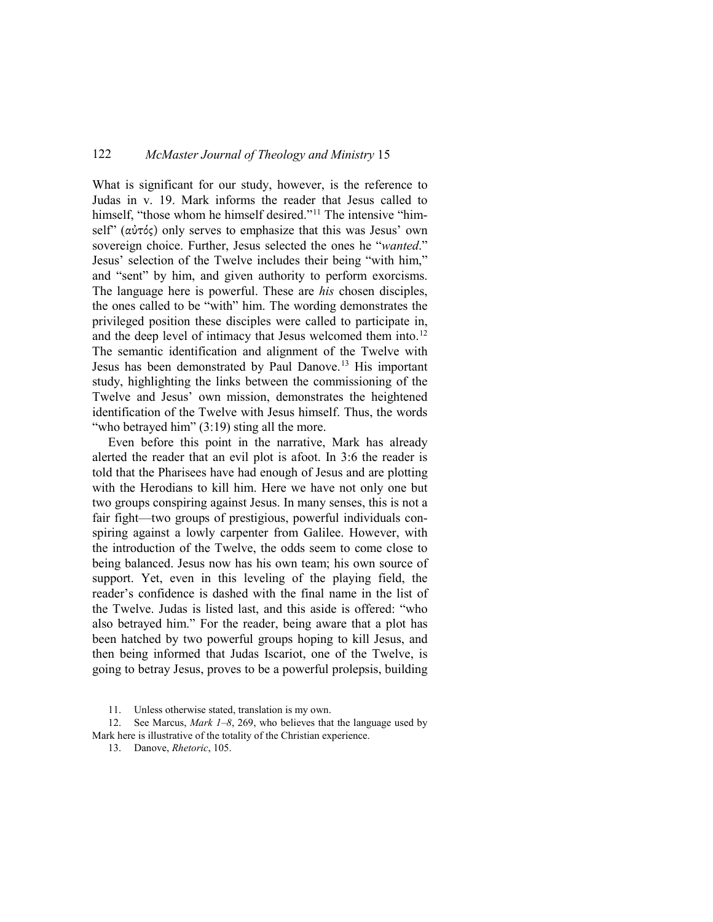What is significant for our study, however, is the reference to Judas in v. 19. Mark informs the reader that Jesus called to himself, "those whom he himself desired."[11] The intensive "himself" (αὐτός) only serves to emphasize that this was Jesus' own sovereign choice. Further, Jesus selected the ones he "*wanted*." Jesus' selection of the Twelve includes their being "with him," and "sent" by him, and given authority to perform exorcisms. The language here is powerful. These are *his* chosen disciples, the ones called to be "with" him. The wording demonstrates the privileged position these disciples were called to participate in, and the deep level of intimacy that Jesus welcomed them into.[12] The semantic identification and alignment of the Twelve with Jesus has been demonstrated by Paul Danove.[13] His important study, highlighting the links between the commissioning of the Twelve and Jesus' own mission, demonstrates the heightened identification of the Twelve with Jesus himself. Thus, the words "who betrayed him" (3:19) sting all the more.

Even before this point in the narrative, Mark has already alerted the reader that an evil plot is afoot. In 3:6 the reader is told that the Pharisees have had enough of Jesus and are plotting with the Herodians to kill him. Here we have not only one but two groups conspiring against Jesus. In many senses, this is not a fair fight—two groups of prestigious, powerful individuals conspiring against a lowly carpenter from Galilee. However, with the introduction of the Twelve, the odds seem to come close to being balanced. Jesus now has his own team; his own source of support. Yet, even in this leveling of the playing field, the reader's confidence is dashed with the final name in the list of the Twelve. Judas is listed last, and this aside is offered: "who also betrayed him." For the reader, being aware that a plot has been hatched by two powerful groups hoping to kill Jesus, and then being informed that Judas Iscariot, one of the Twelve, is going to betray Jesus, proves to be a powerful prolepsis, building

11. Unless otherwise stated, translation is my own.

12. See Marcus, *Mark 1–8*, 269, who believes that the language used by Mark here is illustrative of the totality of the Christian experience.

13. Danove, *Rhetoric*, 105.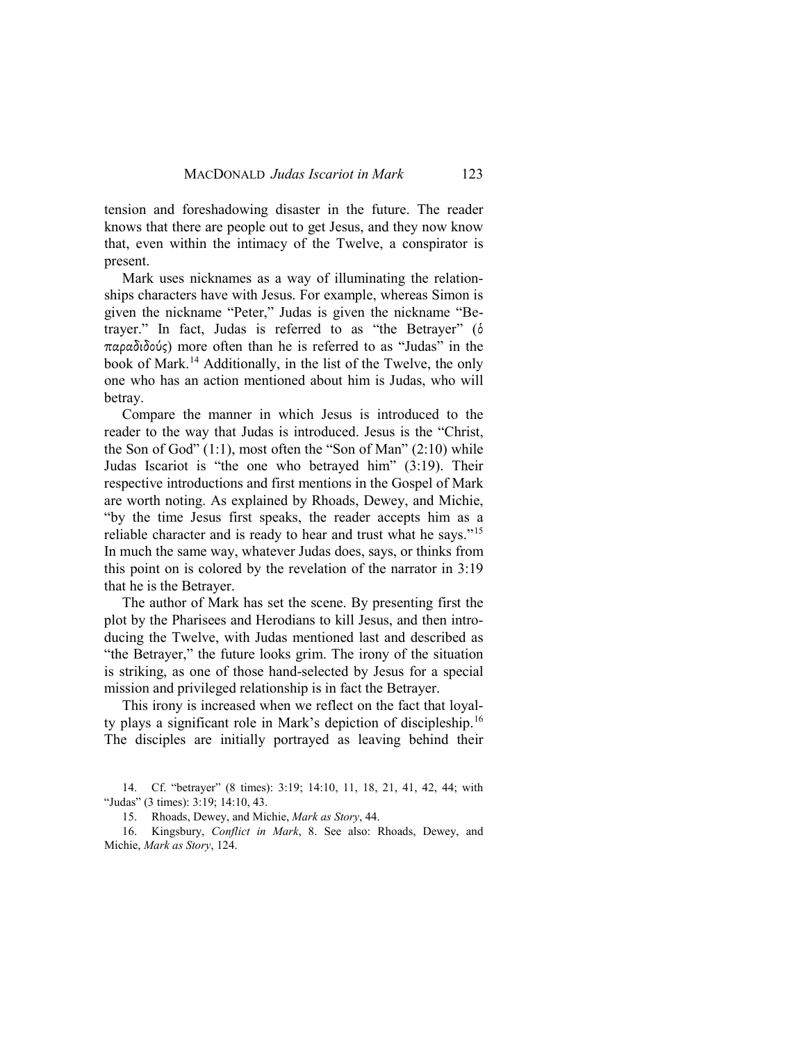tension and foreshadowing disaster in the future. The reader knows that there are people out to get Jesus, and they now know that, even within the intimacy of the Twelve, a conspirator is present.

Mark uses nicknames as a way of illuminating the relationships characters have with Jesus. For example, whereas Simon is given the nickname "Peter," Judas is given the nickname "Betrayer." In fact, Judas is referred to as "the Betrayer" (ὁ παραδιδούς) more often than he is referred to as "Judas" in the book of Mark.[14] Additionally, in the list of the Twelve, the only one who has an action mentioned about him is Judas, who will betray.

Compare the manner in which Jesus is introduced to the reader to the way that Judas is introduced. Jesus is the "Christ, the Son of God" (1:1), most often the "Son of Man" (2:10) while Judas Iscariot is "the one who betrayed him" (3:19). Their respective introductions and first mentions in the Gospel of Mark are worth noting. As explained by Rhoads, Dewey, and Michie, "by the time Jesus first speaks, the reader accepts him as a reliable character and is ready to hear and trust what he says."[15] In much the same way, whatever Judas does, says, or thinks from this point on is colored by the revelation of the narrator in 3:19 that he is the Betrayer.

The author of Mark has set the scene. By presenting first the plot by the Pharisees and Herodians to kill Jesus, and then introducing the Twelve, with Judas mentioned last and described as "the Betrayer," the future looks grim. The irony of the situation is striking, as one of those hand-selected by Jesus for a special mission and privileged relationship is in fact the Betrayer.

This irony is increased when we reflect on the fact that loyalty plays a significant role in Mark's depiction of discipleship.[16] The disciples are initially portrayed as leaving behind their

14. Cf. "betrayer" (8 times): 3:19; 14:10, 11, 18, 21, 41, 42, 44; with "Judas" (3 times): 3:19; 14:10, 43.

15. Rhoads, Dewey, and Michie, *Mark as Story*, 44.

16. Kingsbury, *Conflict in Mark*, 8. See also: Rhoads, Dewey, and Michie, *Mark as Story*, 124.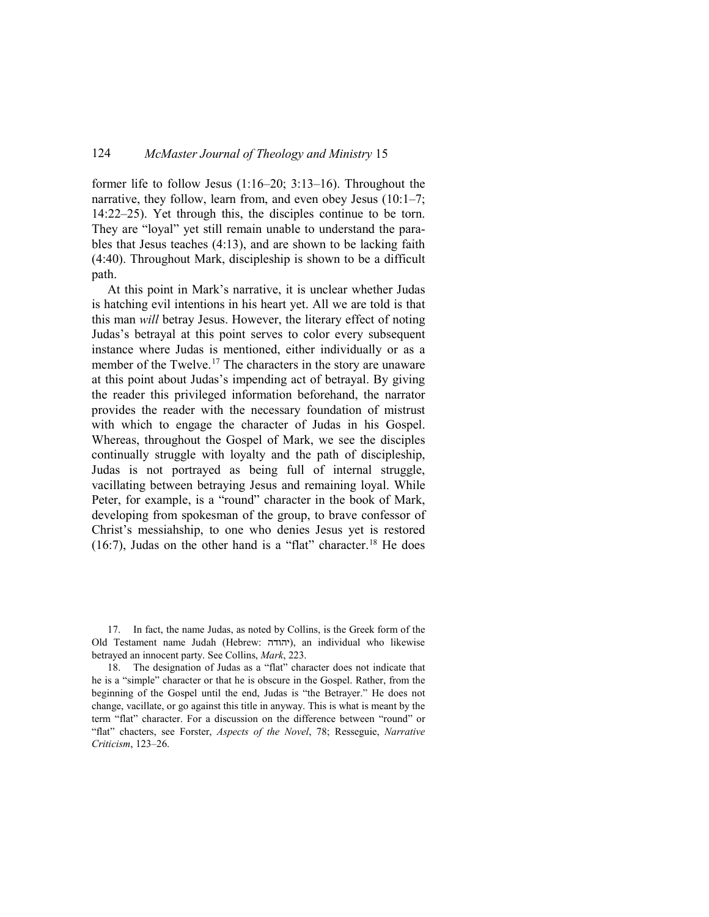former life to follow Jesus (1:16–20; 3:13–16). Throughout the narrative, they follow, learn from, and even obey Jesus (10:1–7; 14:22–25). Yet through this, the disciples continue to be torn. They are "loyal" yet still remain unable to understand the parables that Jesus teaches (4:13), and are shown to be lacking faith (4:40). Throughout Mark, discipleship is shown to be a difficult path.

At this point in Mark's narrative, it is unclear whether Judas is hatching evil intentions in his heart yet. All we are told is that this man *will* betray Jesus. However, the literary effect of noting Judas's betrayal at this point serves to color every subsequent instance where Judas is mentioned, either individually or as a member of the Twelve.[17] The characters in the story are unaware at this point about Judas's impending act of betrayal. By giving the reader this privileged information beforehand, the narrator provides the reader with the necessary foundation of mistrust with which to engage the character of Judas in his Gospel. Whereas, throughout the Gospel of Mark, we see the disciples continually struggle with loyalty and the path of discipleship, Judas is not portrayed as being full of internal struggle, vacillating between betraying Jesus and remaining loyal. While Peter, for example, is a "round" character in the book of Mark, developing from spokesman of the group, to brave confessor of Christ's messiahship, to one who denies Jesus yet is restored (16:7), Judas on the other hand is a "flat" character.[18] He does

17. In fact, the name Judas, as noted by Collins, is the Greek form of the Old Testament name Judah (Hebrew: יהודה), an individual who likewise betrayed an innocent party. See Collins, *Mark*, 223.

18. The designation of Judas as a "flat" character does not indicate that he is a "simple" character or that he is obscure in the Gospel. Rather, from the beginning of the Gospel until the end, Judas is "the Betrayer." He does not change, vacillate, or go against this title in anyway. This is what is meant by the term "flat" character. For a discussion on the difference between "round" or "flat" chacters, see Forster, *Aspects of the Novel*, 78; Resseguie, *Narrative Criticism*, 123–26.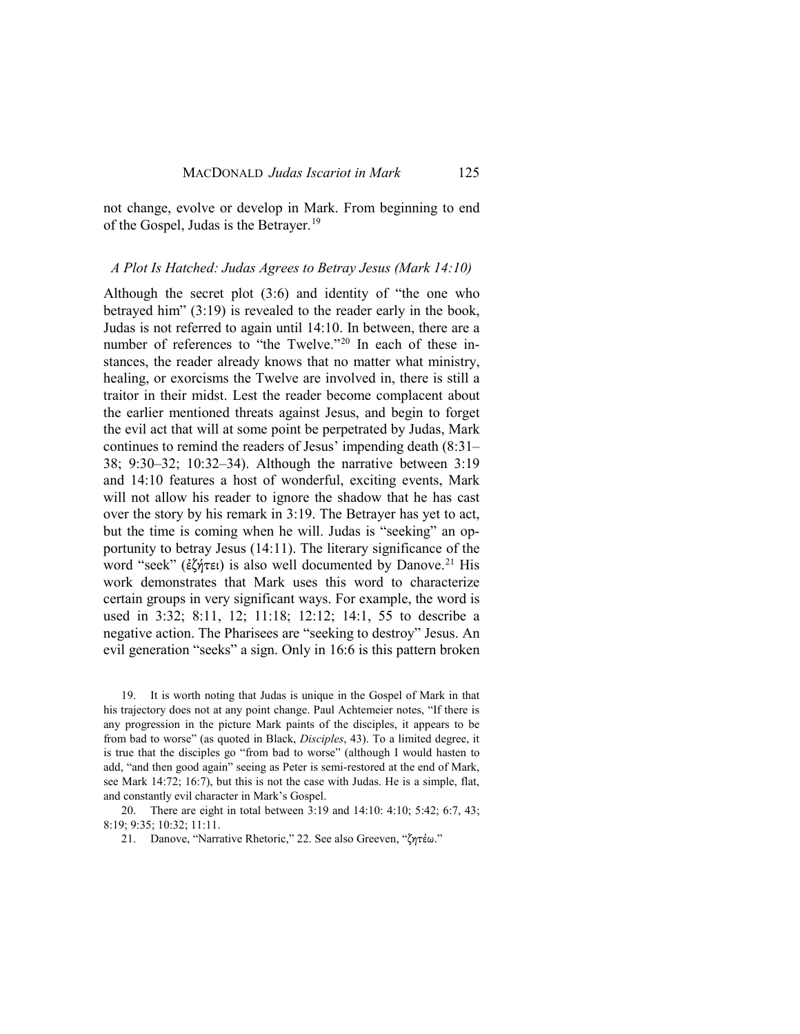not change, evolve or develop in Mark. From beginning to end of the Gospel, Judas is the Betrayer.[19]

### *A Plot Is Hatched: Judas Agrees to Betray Jesus (Mark 14:10)*

Although the secret plot (3:6) and identity of "the one who betrayed him" (3:19) is revealed to the reader early in the book, Judas is not referred to again until 14:10. In between, there are a number of references to "the Twelve."[20] In each of these instances, the reader already knows that no matter what ministry, healing, or exorcisms the Twelve are involved in, there is still a traitor in their midst. Lest the reader become complacent about the earlier mentioned threats against Jesus, and begin to forget the evil act that will at some point be perpetrated by Judas, Mark continues to remind the readers of Jesus' impending death (8:31–38; 9:30–32; 10:32–34). Although the narrative between 3:19 and 14:10 features a host of wonderful, exciting events, Mark will not allow his reader to ignore the shadow that he has cast over the story by his remark in 3:19. The Betrayer has yet to act, but the time is coming when he will. Judas is "seeking" an opportunity to betray Jesus (14:11). The literary significance of the word "seek" (ἐζήτει) is also well documented by Danove.[21] His work demonstrates that Mark uses this word to characterize certain groups in very significant ways. For example, the word is used in 3:32; 8:11, 12; 11:18; 12:12; 14:1, 55 to describe a negative action. The Pharisees are "seeking to destroy" Jesus. An evil generation "seeks" a sign. Only in 16:6 is this pattern broken

19. It is worth noting that Judas is unique in the Gospel of Mark in that his trajectory does not at any point change. Paul Achtemeier notes, "If there is any progression in the picture Mark paints of the disciples, it appears to be from bad to worse" (as quoted in Black, *Disciples*, 43). To a limited degree, it is true that the disciples go "from bad to worse" (although I would hasten to add, "and then good again" seeing as Peter is semi-restored at the end of Mark, see Mark 14:72; 16:7), but this is not the case with Judas. He is a simple, flat, and constantly evil character in Mark's Gospel.

20. There are eight in total between 3:19 and 14:10: 4:10; 5:42; 6:7, 43; 8:19; 9:35; 10:32; 11:11.

21. Danove, "Narrative Rhetoric," 22. See also Greeven, "ζητέω."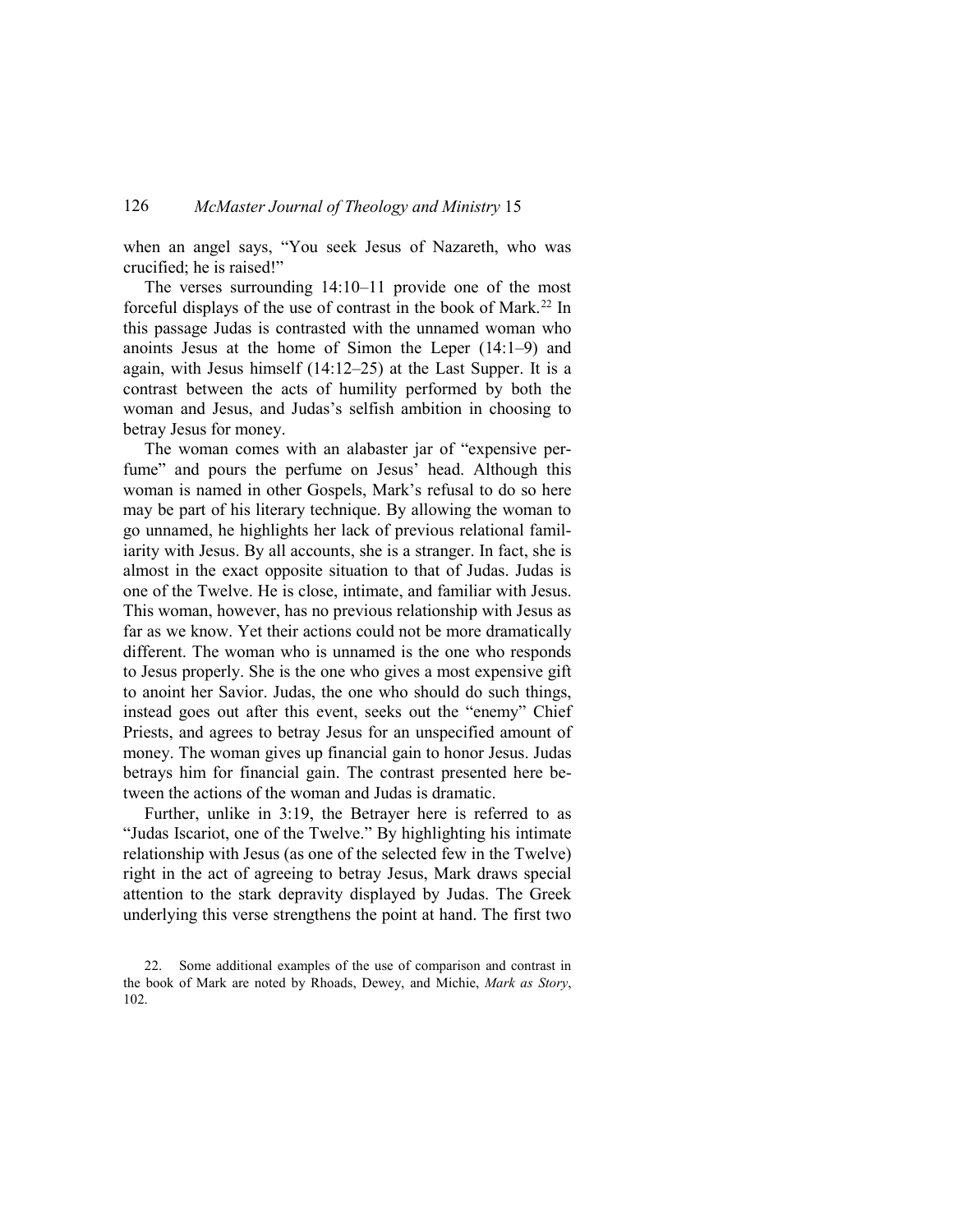when an angel says, "You seek Jesus of Nazareth, who was crucified; he is raised!"

The verses surrounding 14:10–11 provide one of the most forceful displays of the use of contrast in the book of Mark.[22] In this passage Judas is contrasted with the unnamed woman who anoints Jesus at the home of Simon the Leper (14:1–9) and again, with Jesus himself (14:12–25) at the Last Supper. It is a contrast between the acts of humility performed by both the woman and Jesus, and Judas's selfish ambition in choosing to betray Jesus for money.

The woman comes with an alabaster jar of "expensive perfume" and pours the perfume on Jesus' head. Although this woman is named in other Gospels, Mark's refusal to do so here may be part of his literary technique. By allowing the woman to go unnamed, he highlights her lack of previous relational familiarity with Jesus. By all accounts, she is a stranger. In fact, she is almost in the exact opposite situation to that of Judas. Judas is one of the Twelve. He is close, intimate, and familiar with Jesus. This woman, however, has no previous relationship with Jesus as far as we know. Yet their actions could not be more dramatically different. The woman who is unnamed is the one who responds to Jesus properly. She is the one who gives a most expensive gift to anoint her Savior. Judas, the one who should do such things, instead goes out after this event, seeks out the "enemy" Chief Priests, and agrees to betray Jesus for an unspecified amount of money. The woman gives up financial gain to honor Jesus. Judas betrays him for financial gain. The contrast presented here between the actions of the woman and Judas is dramatic.

Further, unlike in 3:19, the Betrayer here is referred to as "Judas Iscariot, one of the Twelve." By highlighting his intimate relationship with Jesus (as one of the selected few in the Twelve) right in the act of agreeing to betray Jesus, Mark draws special attention to the stark depravity displayed by Judas. The Greek underlying this verse strengthens the point at hand. The first two

22. Some additional examples of the use of comparison and contrast in the book of Mark are noted by Rhoads, Dewey, and Michie, *Mark as Story*, 102.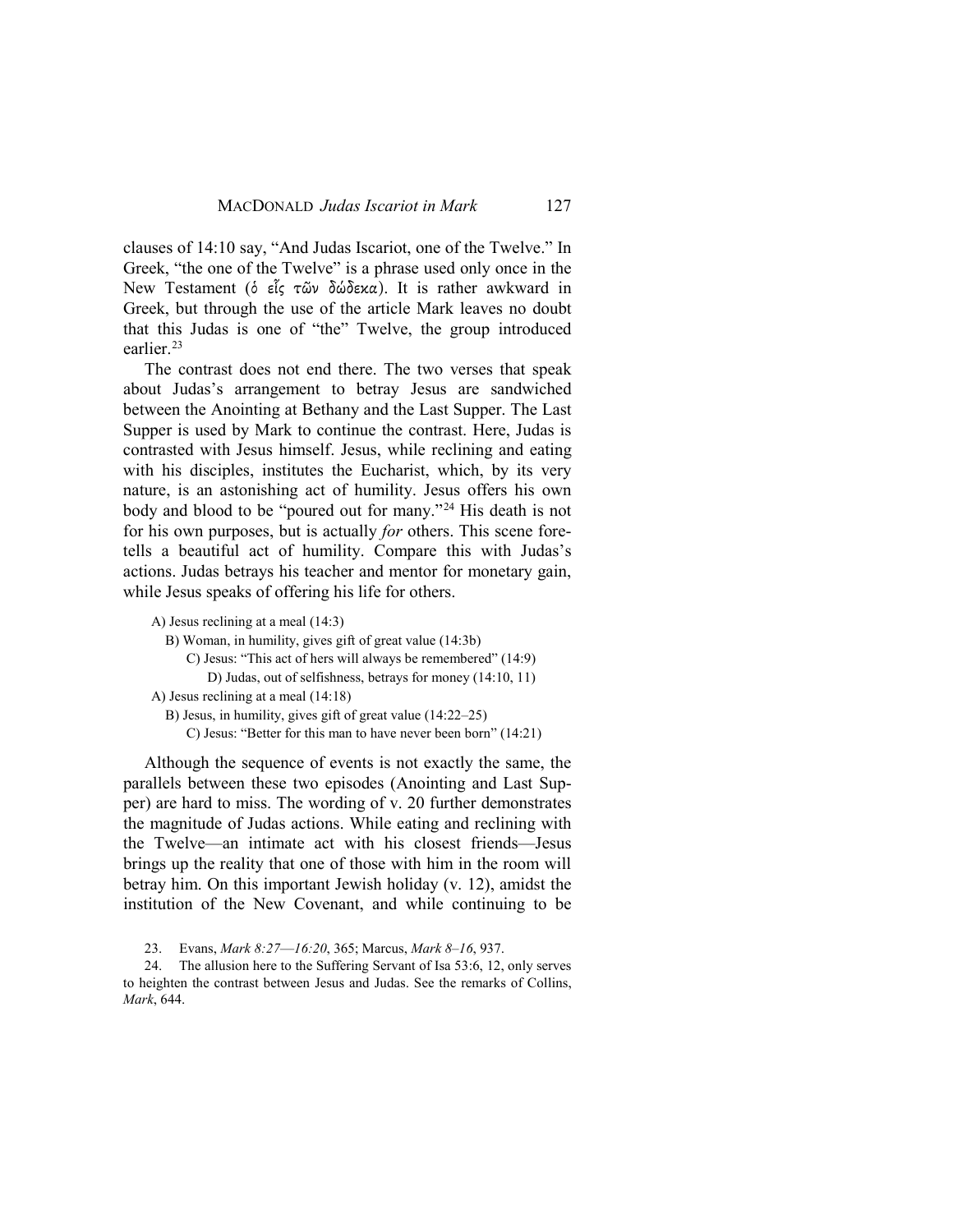clauses of 14:10 say, "And Judas Iscariot, one of the Twelve." In Greek, "the one of the Twelve" is a phrase used only once in the New Testament (ὁ εἷς τῶν δώδεκα). It is rather awkward in Greek, but through the use of the article Mark leaves no doubt that this Judas is one of "the" Twelve, the group introduced earlier.[23]

The contrast does not end there. The two verses that speak about Judas's arrangement to betray Jesus are sandwiched between the Anointing at Bethany and the Last Supper. The Last Supper is used by Mark to continue the contrast. Here, Judas is contrasted with Jesus himself. Jesus, while reclining and eating with his disciples, institutes the Eucharist, which, by its very nature, is an astonishing act of humility. Jesus offers his own body and blood to be "poured out for many."[24] His death is not for his own purposes, but is actually *for* others. This scene foretells a beautiful act of humility. Compare this with Judas's actions. Judas betrays his teacher and mentor for monetary gain, while Jesus speaks of offering his life for others.

A) Jesus reclining at a meal (14:3)
  B) Woman, in humility, gives gift of great value (14:3b)
    C) Jesus: "This act of hers will always be remembered" (14:9)
      D) Judas, out of selfishness, betrays for money (14:10, 11)
A) Jesus reclining at a meal (14:18)
  B) Jesus, in humility, gives gift of great value (14:22–25)
    C) Jesus: "Better for this man to have never been born" (14:21)

Although the sequence of events is not exactly the same, the parallels between these two episodes (Anointing and Last Supper) are hard to miss. The wording of v. 20 further demonstrates the magnitude of Judas actions. While eating and reclining with the Twelve—an intimate act with his closest friends—Jesus brings up the reality that one of those with him in the room will betray him. On this important Jewish holiday (v. 12), amidst the institution of the New Covenant, and while continuing to be

23. Evans, *Mark 8:27—16:20*, 365; Marcus, *Mark 8–16*, 937.

24. The allusion here to the Suffering Servant of Isa 53:6, 12, only serves to heighten the contrast between Jesus and Judas. See the remarks of Collins, *Mark*, 644.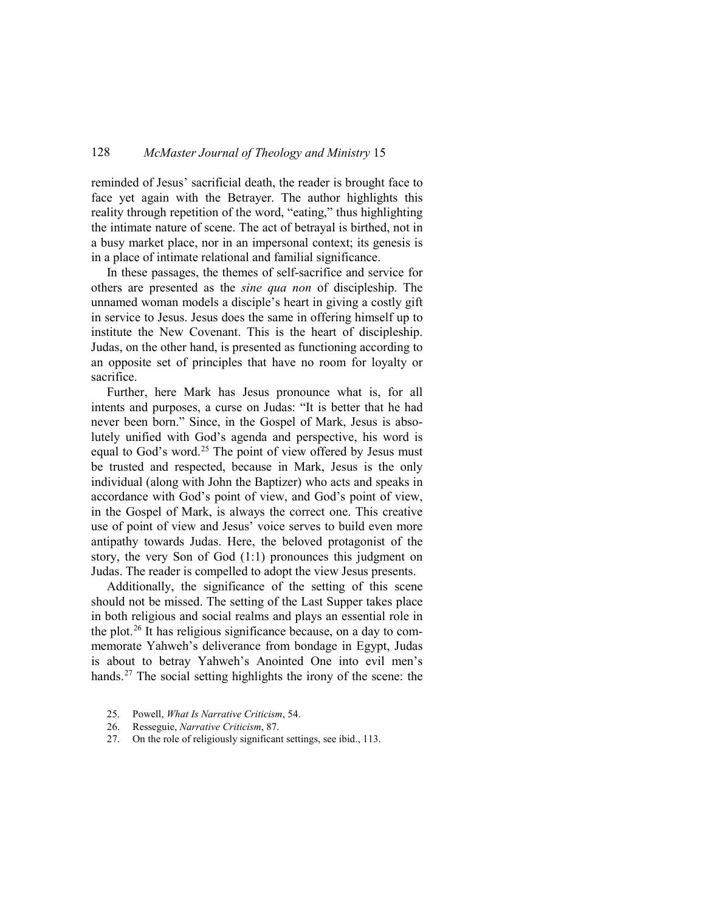reminded of Jesus' sacrificial death, the reader is brought face to face yet again with the Betrayer. The author highlights this reality through repetition of the word, "eating," thus highlighting the intimate nature of scene. The act of betrayal is birthed, not in a busy market place, nor in an impersonal context; its genesis is in a place of intimate relational and familial significance.

In these passages, the themes of self-sacrifice and service for others are presented as the *sine qua non* of discipleship. The unnamed woman models a disciple's heart in giving a costly gift in service to Jesus. Jesus does the same in offering himself up to institute the New Covenant. This is the heart of discipleship. Judas, on the other hand, is presented as functioning according to an opposite set of principles that have no room for loyalty or sacrifice.

Further, here Mark has Jesus pronounce what is, for all intents and purposes, a curse on Judas: "It is better that he had never been born." Since, in the Gospel of Mark, Jesus is absolutely unified with God's agenda and perspective, his word is equal to God's word.[25] The point of view offered by Jesus must be trusted and respected, because in Mark, Jesus is the only individual (along with John the Baptizer) who acts and speaks in accordance with God's point of view, and God's point of view, in the Gospel of Mark, is always the correct one. This creative use of point of view and Jesus' voice serves to build even more antipathy towards Judas. Here, the beloved protagonist of the story, the very Son of God (1:1) pronounces this judgment on Judas. The reader is compelled to adopt the view Jesus presents.

Additionally, the significance of the setting of this scene should not be missed. The setting of the Last Supper takes place in both religious and social realms and plays an essential role in the plot.[26] It has religious significance because, on a day to commemorate Yahweh's deliverance from bondage in Egypt, Judas is about to betray Yahweh's Anointed One into evil men's hands.[27] The social setting highlights the irony of the scene: the

25. Powell, *What Is Narrative Criticism*, 54.
26. Resseguie, *Narrative Criticism*, 87.
27. On the role of religiously significant settings, see ibid., 113.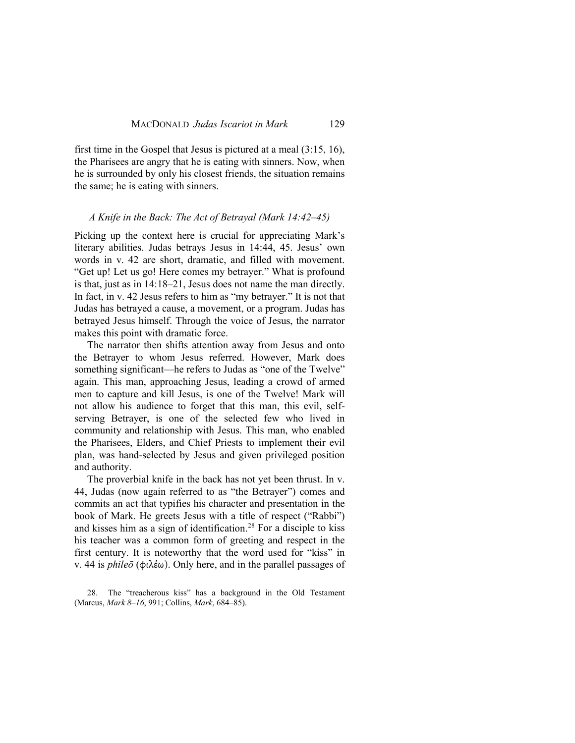first time in the Gospel that Jesus is pictured at a meal (3:15, 16), the Pharisees are angry that he is eating with sinners. Now, when he is surrounded by only his closest friends, the situation remains the same; he is eating with sinners.

### *A Knife in the Back: The Act of Betrayal (Mark 14:42–45)*

Picking up the context here is crucial for appreciating Mark's literary abilities. Judas betrays Jesus in 14:44, 45. Jesus' own words in v. 42 are short, dramatic, and filled with movement. "Get up! Let us go! Here comes my betrayer." What is profound is that, just as in 14:18–21, Jesus does not name the man directly. In fact, in v. 42 Jesus refers to him as "my betrayer." It is not that Judas has betrayed a cause, a movement, or a program. Judas has betrayed Jesus himself. Through the voice of Jesus, the narrator makes this point with dramatic force.

The narrator then shifts attention away from Jesus and onto the Betrayer to whom Jesus referred. However, Mark does something significant—he refers to Judas as "one of the Twelve" again. This man, approaching Jesus, leading a crowd of armed men to capture and kill Jesus, is one of the Twelve! Mark will not allow his audience to forget that this man, this evil, self-serving Betrayer, is one of the selected few who lived in community and relationship with Jesus. This man, who enabled the Pharisees, Elders, and Chief Priests to implement their evil plan, was hand-selected by Jesus and given privileged position and authority.

The proverbial knife in the back has not yet been thrust. In v. 44, Judas (now again referred to as "the Betrayer") comes and commits an act that typifies his character and presentation in the book of Mark. He greets Jesus with a title of respect ("Rabbi") and kisses him as a sign of identification.[28] For a disciple to kiss his teacher was a common form of greeting and respect in the first century. It is noteworthy that the word used for "kiss" in v. 44 is *phileō* (φιλέω). Only here, and in the parallel passages of

28. The "treacherous kiss" has a background in the Old Testament (Marcus, *Mark 8–16*, 991; Collins, *Mark*, 684–85).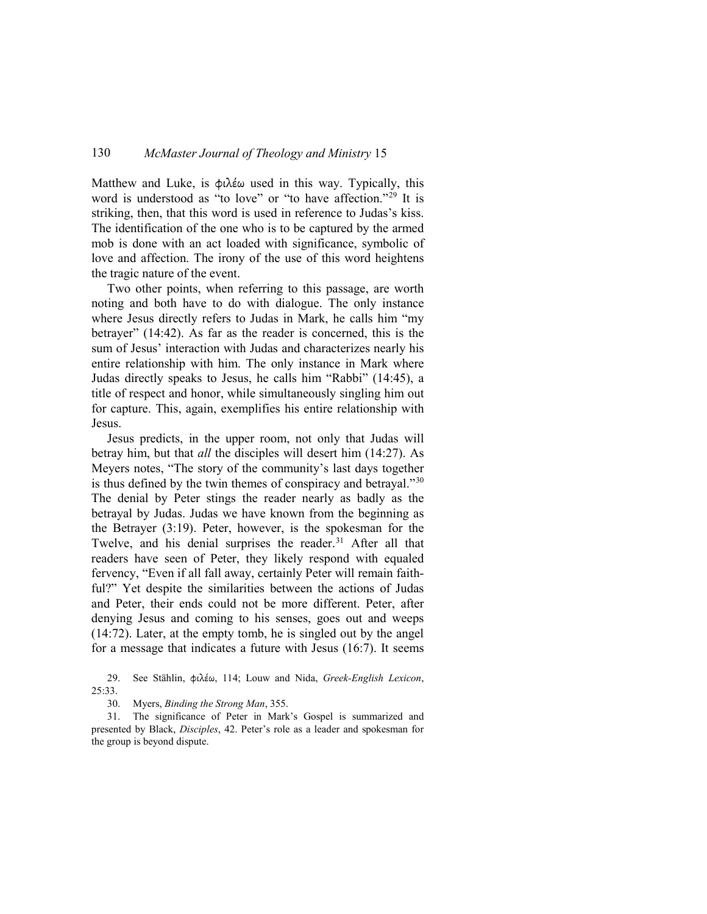Matthew and Luke, is φιλέω used in this way. Typically, this word is understood as "to love" or "to have affection."[29] It is striking, then, that this word is used in reference to Judas's kiss. The identification of the one who is to be captured by the armed mob is done with an act loaded with significance, symbolic of love and affection. The irony of the use of this word heightens the tragic nature of the event.

Two other points, when referring to this passage, are worth noting and both have to do with dialogue. The only instance where Jesus directly refers to Judas in Mark, he calls him "my betrayer" (14:42). As far as the reader is concerned, this is the sum of Jesus' interaction with Judas and characterizes nearly his entire relationship with him. The only instance in Mark where Judas directly speaks to Jesus, he calls him "Rabbi" (14:45), a title of respect and honor, while simultaneously singling him out for capture. This, again, exemplifies his entire relationship with Jesus.

Jesus predicts, in the upper room, not only that Judas will betray him, but that *all* the disciples will desert him (14:27). As Meyers notes, "The story of the community's last days together is thus defined by the twin themes of conspiracy and betrayal."[30] The denial by Peter stings the reader nearly as badly as the betrayal by Judas. Judas we have known from the beginning as the Betrayer (3:19). Peter, however, is the spokesman for the Twelve, and his denial surprises the reader.[31] After all that readers have seen of Peter, they likely respond with equaled fervency, "Even if all fall away, certainly Peter will remain faithful?" Yet despite the similarities between the actions of Judas and Peter, their ends could not be more different. Peter, after denying Jesus and coming to his senses, goes out and weeps (14:72). Later, at the empty tomb, he is singled out by the angel for a message that indicates a future with Jesus (16:7). It seems

29. See Stählin, φιλέω, 114; Louw and Nida, *Greek-English Lexicon*, 25:33.

30. Myers, *Binding the Strong Man*, 355.

31. The significance of Peter in Mark's Gospel is summarized and presented by Black, *Disciples*, 42. Peter's role as a leader and spokesman for the group is beyond dispute.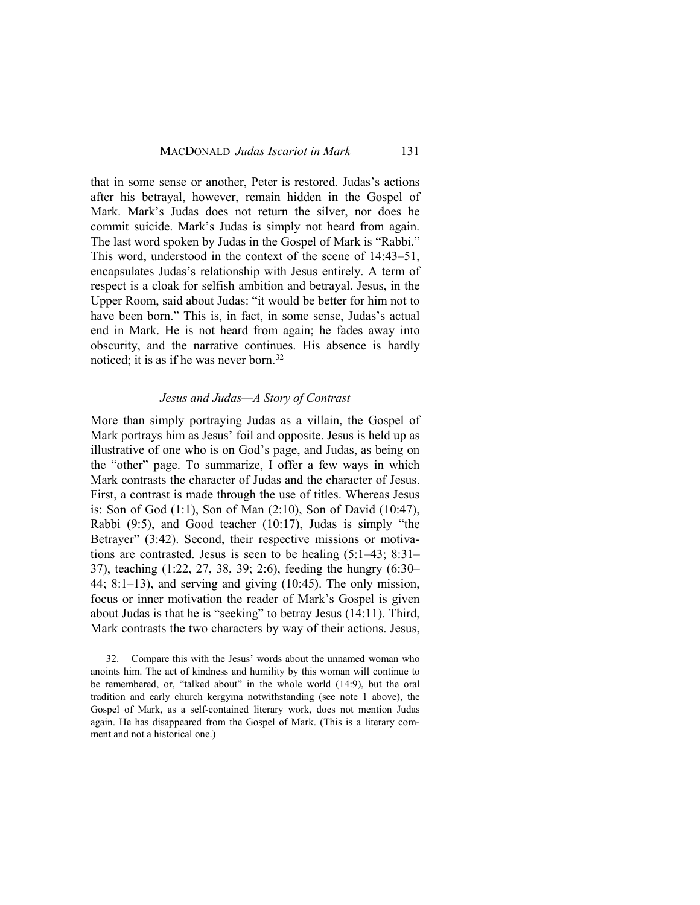that in some sense or another, Peter is restored. Judas's actions after his betrayal, however, remain hidden in the Gospel of Mark. Mark's Judas does not return the silver, nor does he commit suicide. Mark's Judas is simply not heard from again. The last word spoken by Judas in the Gospel of Mark is "Rabbi." This word, understood in the context of the scene of 14:43–51, encapsulates Judas's relationship with Jesus entirely. A term of respect is a cloak for selfish ambition and betrayal. Jesus, in the Upper Room, said about Judas: "it would be better for him not to have been born." This is, in fact, in some sense, Judas's actual end in Mark. He is not heard from again; he fades away into obscurity, and the narrative continues. His absence is hardly noticed; it is as if he was never born.[32]

### *Jesus and Judas—A Story of Contrast*

More than simply portraying Judas as a villain, the Gospel of Mark portrays him as Jesus' foil and opposite. Jesus is held up as illustrative of one who is on God's page, and Judas, as being on the "other" page. To summarize, I offer a few ways in which Mark contrasts the character of Judas and the character of Jesus. First, a contrast is made through the use of titles. Whereas Jesus is: Son of God (1:1), Son of Man (2:10), Son of David (10:47), Rabbi (9:5), and Good teacher (10:17), Judas is simply "the Betrayer" (3:42). Second, their respective missions or motivations are contrasted. Jesus is seen to be healing (5:1–43; 8:31–37), teaching (1:22, 27, 38, 39; 2:6), feeding the hungry (6:30–44; 8:1–13), and serving and giving (10:45). The only mission, focus or inner motivation the reader of Mark's Gospel is given about Judas is that he is "seeking" to betray Jesus (14:11). Third, Mark contrasts the two characters by way of their actions. Jesus,

32. Compare this with the Jesus' words about the unnamed woman who anoints him. The act of kindness and humility by this woman will continue to be remembered, or, "talked about" in the whole world (14:9), but the oral tradition and early church kergyma notwithstanding (see note 1 above), the Gospel of Mark, as a self-contained literary work, does not mention Judas again. He has disappeared from the Gospel of Mark. (This is a literary comment and not a historical one.)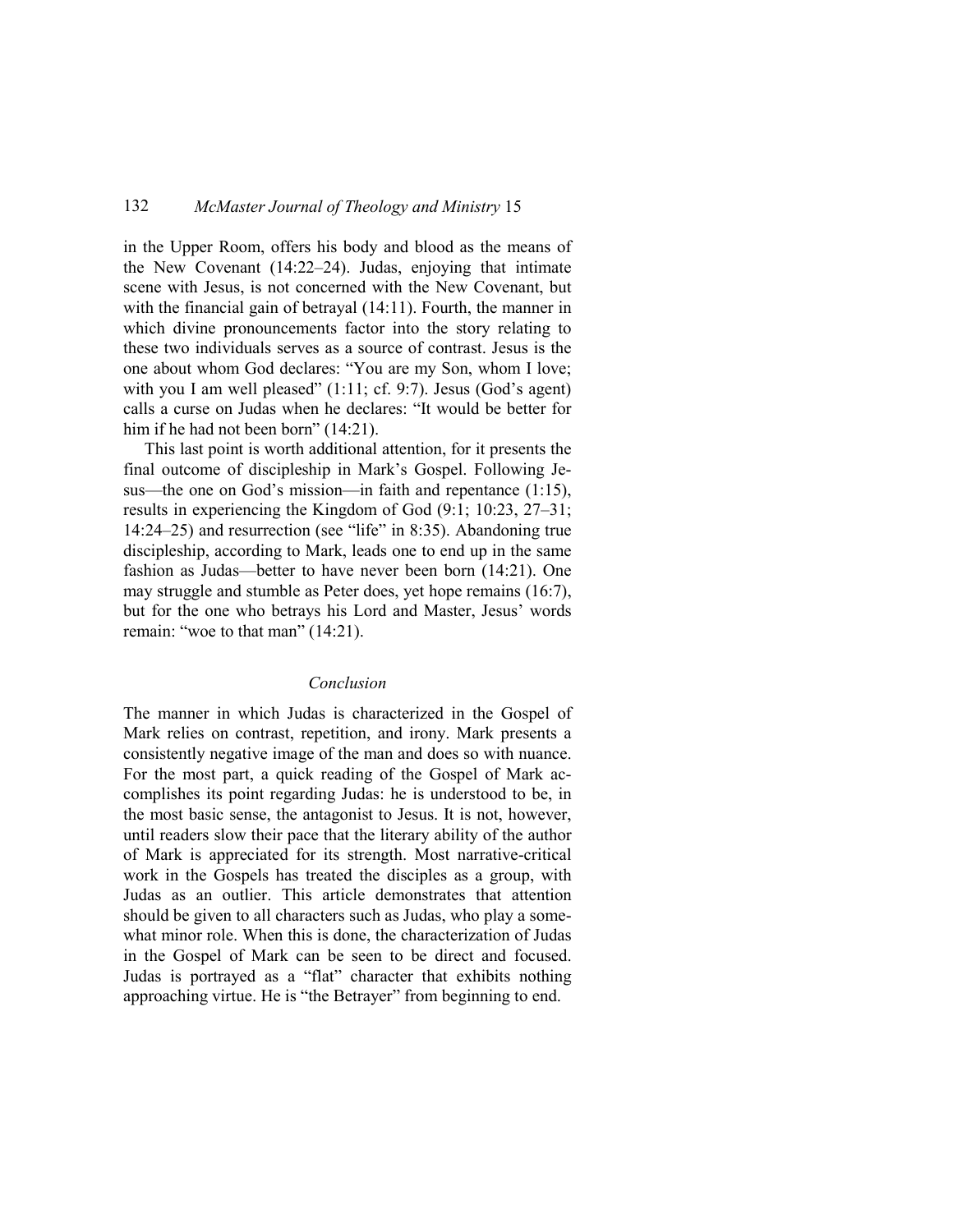in the Upper Room, offers his body and blood as the means of the New Covenant (14:22–24). Judas, enjoying that intimate scene with Jesus, is not concerned with the New Covenant, but with the financial gain of betrayal (14:11). Fourth, the manner in which divine pronouncements factor into the story relating to these two individuals serves as a source of contrast. Jesus is the one about whom God declares: "You are my Son, whom I love; with you I am well pleased" (1:11; cf. 9:7). Jesus (God's agent) calls a curse on Judas when he declares: "It would be better for him if he had not been born" (14:21).

This last point is worth additional attention, for it presents the final outcome of discipleship in Mark's Gospel. Following Jesus—the one on God's mission—in faith and repentance (1:15), results in experiencing the Kingdom of God (9:1; 10:23, 27–31; 14:24–25) and resurrection (see "life" in 8:35). Abandoning true discipleship, according to Mark, leads one to end up in the same fashion as Judas—better to have never been born (14:21). One may struggle and stumble as Peter does, yet hope remains (16:7), but for the one who betrays his Lord and Master, Jesus' words remain: "woe to that man" (14:21).

## *Conclusion*

The manner in which Judas is characterized in the Gospel of Mark relies on contrast, repetition, and irony. Mark presents a consistently negative image of the man and does so with nuance. For the most part, a quick reading of the Gospel of Mark accomplishes its point regarding Judas: he is understood to be, in the most basic sense, the antagonist to Jesus. It is not, however, until readers slow their pace that the literary ability of the author of Mark is appreciated for its strength. Most narrative-critical work in the Gospels has treated the disciples as a group, with Judas as an outlier. This article demonstrates that attention should be given to all characters such as Judas, who play a somewhat minor role. When this is done, the characterization of Judas in the Gospel of Mark can be seen to be direct and focused. Judas is portrayed as a "flat" character that exhibits nothing approaching virtue. He is "the Betrayer" from beginning to end.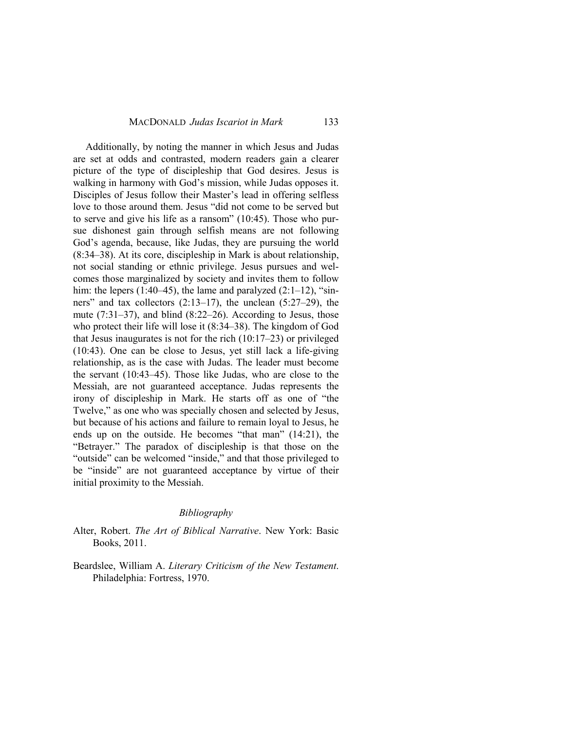Additionally, by noting the manner in which Jesus and Judas are set at odds and contrasted, modern readers gain a clearer picture of the type of discipleship that God desires. Jesus is walking in harmony with God's mission, while Judas opposes it. Disciples of Jesus follow their Master's lead in offering selfless love to those around them. Jesus "did not come to be served but to serve and give his life as a ransom" (10:45). Those who pursue dishonest gain through selfish means are not following God's agenda, because, like Judas, they are pursuing the world (8:34–38). At its core, discipleship in Mark is about relationship, not social standing or ethnic privilege. Jesus pursues and welcomes those marginalized by society and invites them to follow him: the lepers (1:40–45), the lame and paralyzed (2:1–12), "sinners" and tax collectors (2:13–17), the unclean (5:27–29), the mute (7:31–37), and blind (8:22–26). According to Jesus, those who protect their life will lose it (8:34–38). The kingdom of God that Jesus inaugurates is not for the rich (10:17–23) or privileged (10:43). One can be close to Jesus, yet still lack a life-giving relationship, as is the case with Judas. The leader must become the servant (10:43–45). Those like Judas, who are close to the Messiah, are not guaranteed acceptance. Judas represents the irony of discipleship in Mark. He starts off as one of "the Twelve," as one who was specially chosen and selected by Jesus, but because of his actions and failure to remain loyal to Jesus, he ends up on the outside. He becomes "that man" (14:21), the "Betrayer." The paradox of discipleship is that those on the "outside" can be welcomed "inside," and that those privileged to be "inside" are not guaranteed acceptance by virtue of their initial proximity to the Messiah.

## *Bibliography*

Alter, Robert. *The Art of Biblical Narrative*. New York: Basic Books, 2011.

Beardslee, William A. *Literary Criticism of the New Testament*. Philadelphia: Fortress, 1970.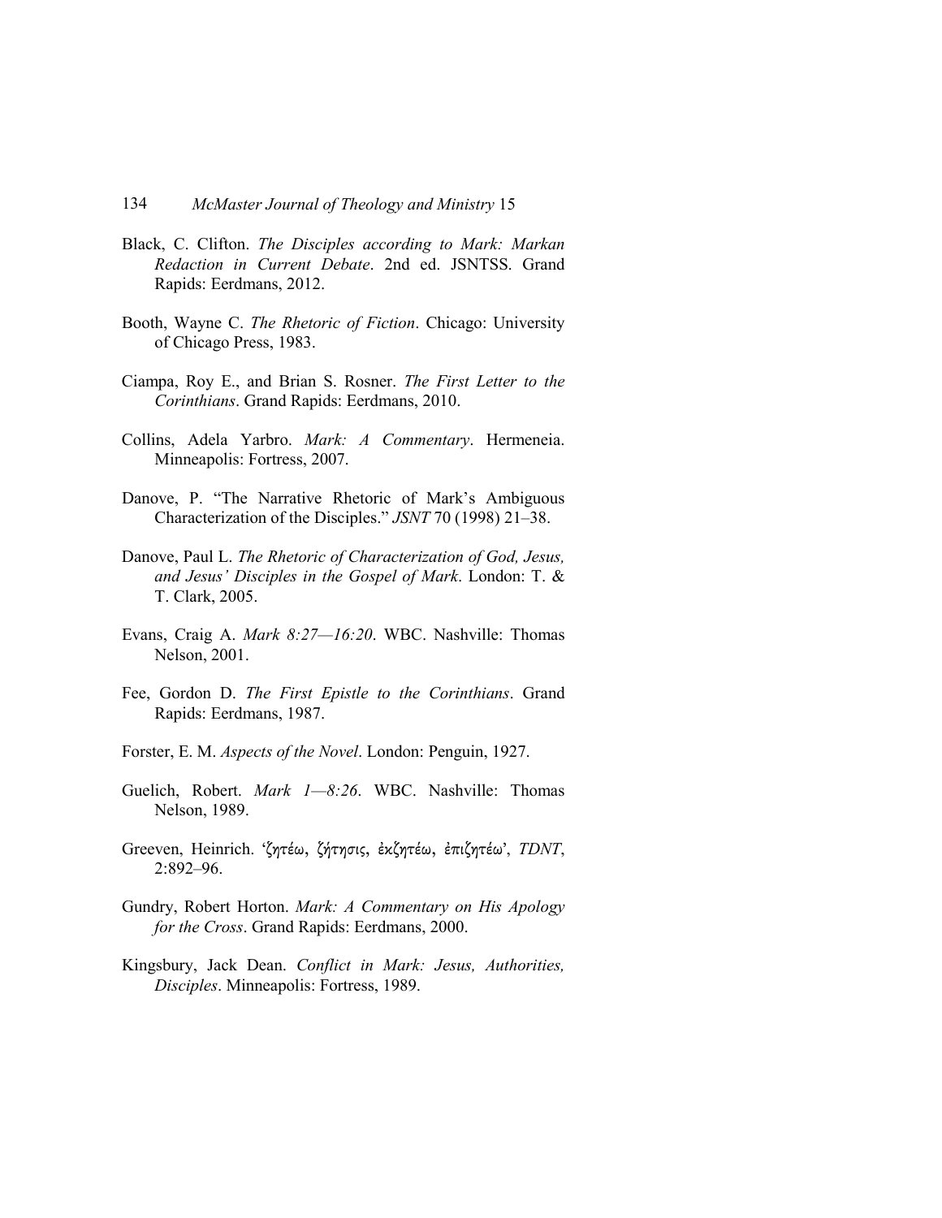Black, C. Clifton. *The Disciples according to Mark: Markan Redaction in Current Debate*. 2nd ed. JSNTSS. Grand Rapids: Eerdmans, 2012.

Booth, Wayne C. *The Rhetoric of Fiction*. Chicago: University of Chicago Press, 1983.

Ciampa, Roy E., and Brian S. Rosner. *The First Letter to the Corinthians*. Grand Rapids: Eerdmans, 2010.

Collins, Adela Yarbro. *Mark: A Commentary*. Hermeneia. Minneapolis: Fortress, 2007.

Danove, P. "The Narrative Rhetoric of Mark's Ambiguous Characterization of the Disciples." *JSNT* 70 (1998) 21–38.

Danove, Paul L. *The Rhetoric of Characterization of God, Jesus, and Jesus' Disciples in the Gospel of Mark*. London: T. & T. Clark, 2005.

Evans, Craig A. *Mark 8:27—16:20*. WBC. Nashville: Thomas Nelson, 2001.

Fee, Gordon D. *The First Epistle to the Corinthians*. Grand Rapids: Eerdmans, 1987.

Forster, E. M. *Aspects of the Novel*. London: Penguin, 1927.

Guelich, Robert. *Mark 1—8:26*. WBC. Nashville: Thomas Nelson, 1989.

Greeven, Heinrich. 'ζητέω, ζήτησις, ἐκζητέω, ἐπιζητέω', *TDNT*, 2:892–96.

Gundry, Robert Horton. *Mark: A Commentary on His Apology for the Cross*. Grand Rapids: Eerdmans, 2000.

Kingsbury, Jack Dean. *Conflict in Mark: Jesus, Authorities, Disciples*. Minneapolis: Fortress, 1989.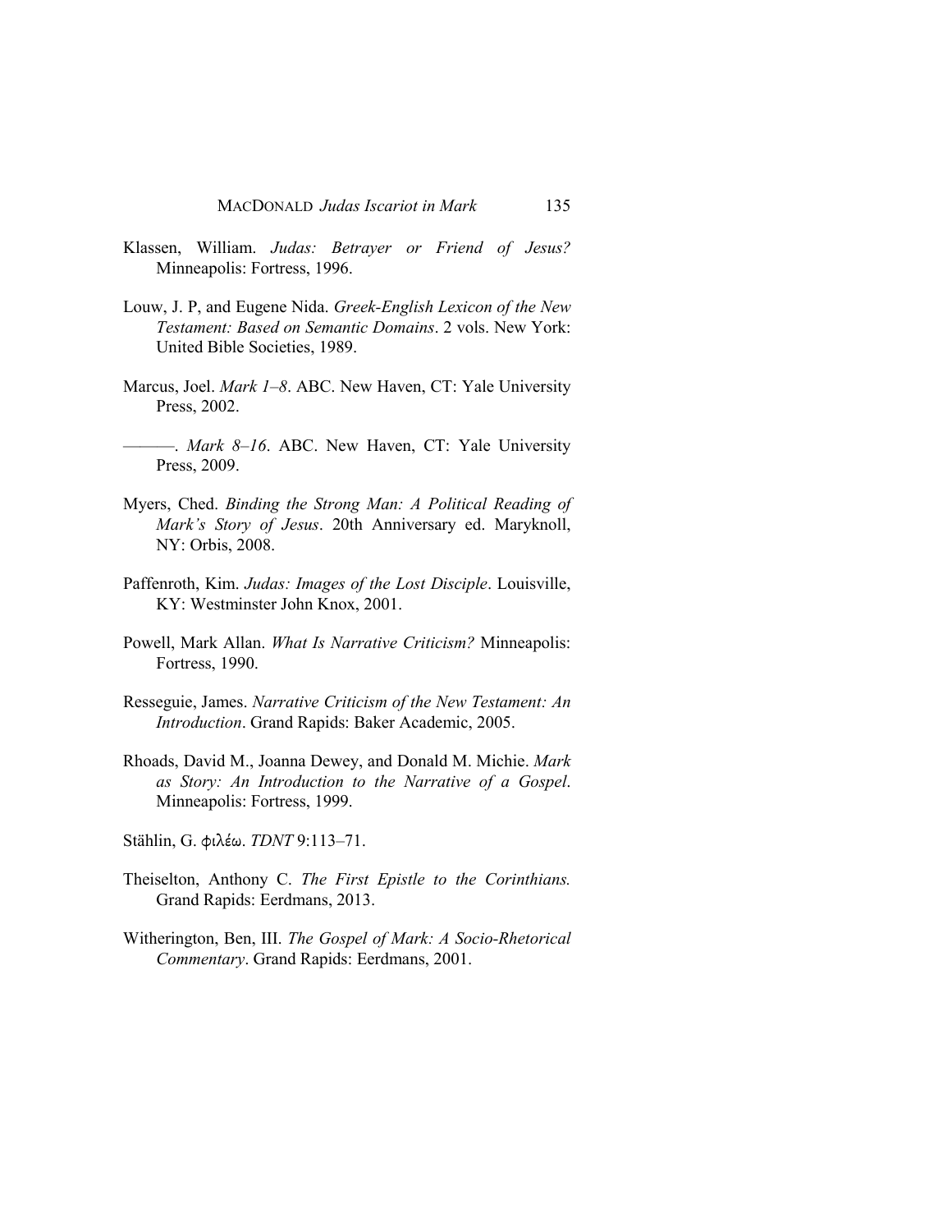Klassen, William. *Judas: Betrayer or Friend of Jesus?* Minneapolis: Fortress, 1996.

Louw, J. P, and Eugene Nida. *Greek-English Lexicon of the New Testament: Based on Semantic Domains*. 2 vols. New York: United Bible Societies, 1989.

Marcus, Joel. *Mark 1–8*. ABC. New Haven, CT: Yale University Press, 2002.

———. *Mark 8–16*. ABC. New Haven, CT: Yale University Press, 2009.

Myers, Ched. *Binding the Strong Man: A Political Reading of Mark's Story of Jesus*. 20th Anniversary ed. Maryknoll, NY: Orbis, 2008.

Paffenroth, Kim. *Judas: Images of the Lost Disciple*. Louisville, KY: Westminster John Knox, 2001.

Powell, Mark Allan. *What Is Narrative Criticism?* Minneapolis: Fortress, 1990.

Resseguie, James. *Narrative Criticism of the New Testament: An Introduction*. Grand Rapids: Baker Academic, 2005.

Rhoads, David M., Joanna Dewey, and Donald M. Michie. *Mark as Story: An Introduction to the Narrative of a Gospel*. Minneapolis: Fortress, 1999.

Stählin, G. φιλέω. *TDNT* 9:113–71.

Theiselton, Anthony C. *The First Epistle to the Corinthians.* Grand Rapids: Eerdmans, 2013.

Witherington, Ben, III. *The Gospel of Mark: A Socio-Rhetorical Commentary*. Grand Rapids: Eerdmans, 2001.